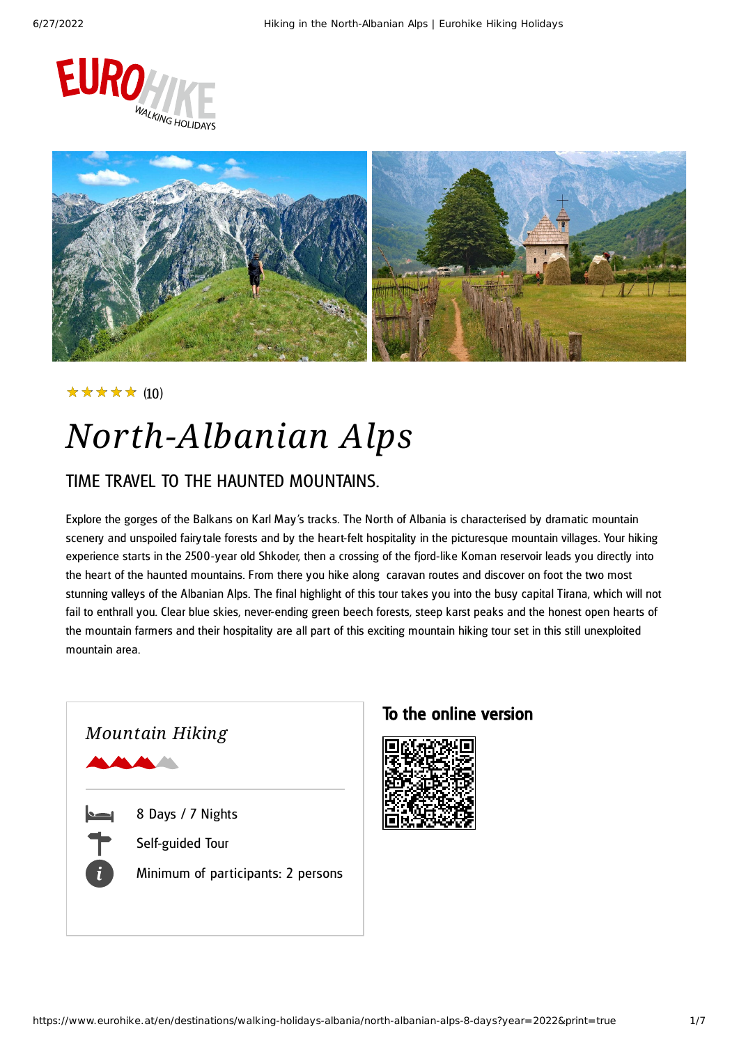★★★★★ (10)

# North-Albanian Alps

## TIME TRAVEL TO THE HAUNTED MOUNTAINS.

Explore the gorges of the Balkans on Karl May's tracks. The North of Albania is characterised by dramatic mountain scenery and unspoiled fairytale forests and by the heart-felt hospitality in the picturesque mountain villages. Your hiking experience starts in the 2500-year old Shkoder, then a crossing of the fjord-like Koman reservoir leads you directly into the heart of the haunted mountains. From there you hike along caravan routes and discover on foot the two most stunning valleys of the Albanian Alps. The final highlight of this tour takes you into the busy capital Tirana, which will not fail to enthrall you. Clear blue skies, never-ending green beech forests, steep karst peaks and the honest open hearts of the mountain farmers and their hospitality are all part of this exciting mountain hiking tour set in this still unexploited mountain area.

*Mountain Hiking*

- 8 Days / 7 Nights
- Self-guided Tour
- Minimum of participants: 2 persons

### To the online version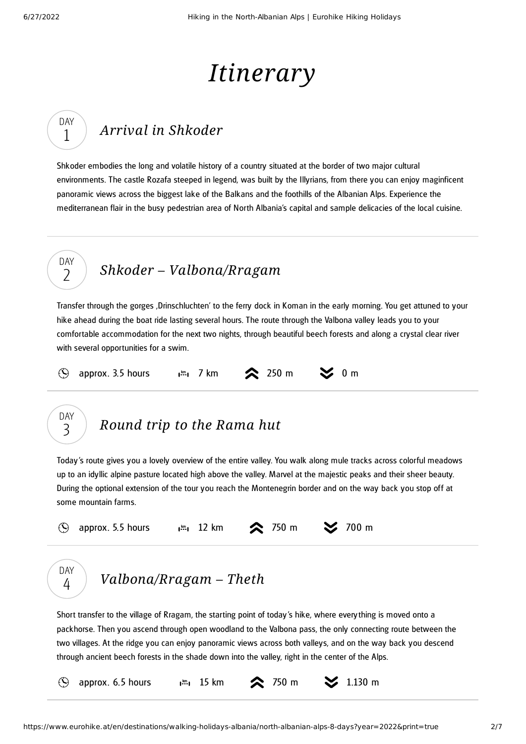# Itinerary

## DAY 1 — Arrival in Shkoder

Shkoder embodies the long and volatile history of a country situated at the border of two major cultural environments. The castle Rozafa steeped in legend, was built by the Illyrians, from there you can enjoy maginficent panoramic views across the biggest lake of the Balkans and the foothills of the Albanian Alps. Experience the mediterranean flair in the busy pedestrian area of North Albania's capital and sample delicacies of the local cuisine.

## DAY 2 — Shkoder – Valbona/Rragam

Transfer through the gorges ‚Drinschluchten' to the ferry dock in Koman in the early morning. You get attuned to your hike ahead during the boat ride lasting several hours. The route through the Valbona valley leads you to your comfortable accommodation for the next two nights, through beautiful beech forests and along a crystal clear river with several opportunities for a swim.

approx. 3.5 hours | 7 km | ascent 250 m | descent 0 m

## DAY 3 — Round trip to the Rama hut

Today's route gives you a lovely overview of the entire valley. You walk along mule tracks across colorful meadows up to an idyllic alpine pasture located high above the valley. Marvel at the majestic peaks and their sheer beauty. During the optional extension of the tour you reach the Montenegrin border and on the way back you stop off at some mountain farms.

approx. 5.5 hours | 12 km | ascent 750 m | descent 700 m

## DAY 4 — Valbona/Rragam – Theth

Short transfer to the village of Rragam, the starting point of today's hike, where everything is moved onto a packhorse. Then you ascend through open woodland to the Valbona pass, the only connecting route between the two villages. At the ridge you can enjoy panoramic views across both valleys, and on the way back you descend through ancient beech forests in the shade down into the valley, right in the center of the Alps.

approx. 6.5 hours | 15 km | ascent 750 m | descent 1.130 m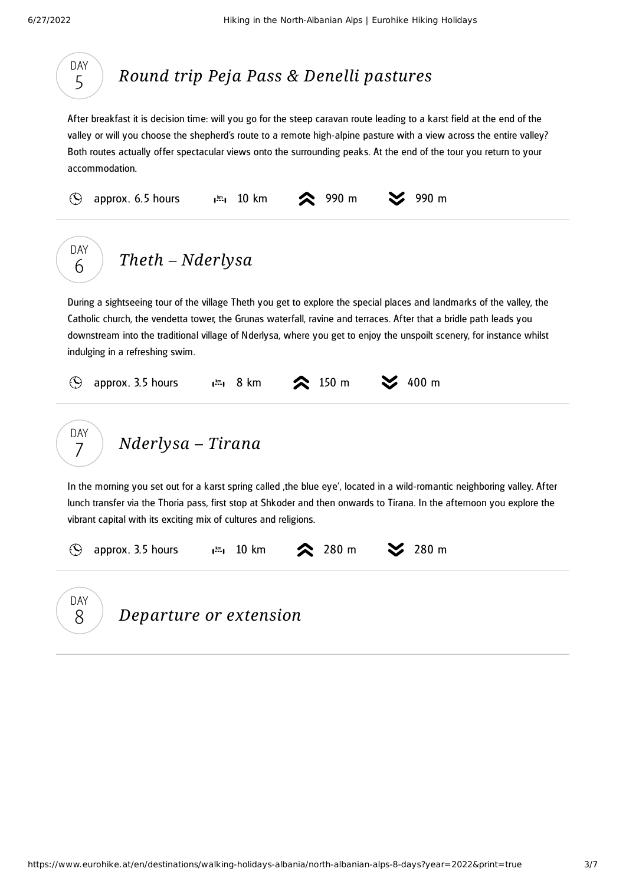## DAY 5 — *Round trip Peja Pass & Denelli pastures*

After breakfast it is decision time: will you go for the steep caravan route leading to a karst field at the end of the valley or will you choose the shepherd's route to a remote high-alpine pasture with a view across the entire valley? Both routes actually offer spectacular views onto the surrounding peaks. At the end of the tour you return to your accommodation.

approx. 6.5 hours | 10 km | ascent 990 m | descent 990 m

---

## DAY 6 — *Theth – Nderlysa*

During a sightseeing tour of the village Theth you get to explore the special places and landmarks of the valley, the Catholic church, the vendetta tower, the Grunas waterfall, ravine and terraces. After that a bridle path leads you downstream into the traditional village of Nderlysa, where you get to enjoy the unspoilt scenery, for instance whilst indulging in a refreshing swim.

approx. 3.5 hours | 8 km | ascent 150 m | descent 400 m

---

## DAY 7 — *Nderlysa – Tirana*

In the morning you set out for a karst spring called ‚the blue eye', located in a wild-romantic neighboring valley. After lunch transfer via the Thoria pass, first stop at Shkoder and then onwards to Tirana. In the afternoon you explore the vibrant capital with its exciting mix of cultures and religions.

approx. 3.5 hours | 10 km | ascent 280 m | descent 280 m

---

## DAY 8 — *Departure or extension*

---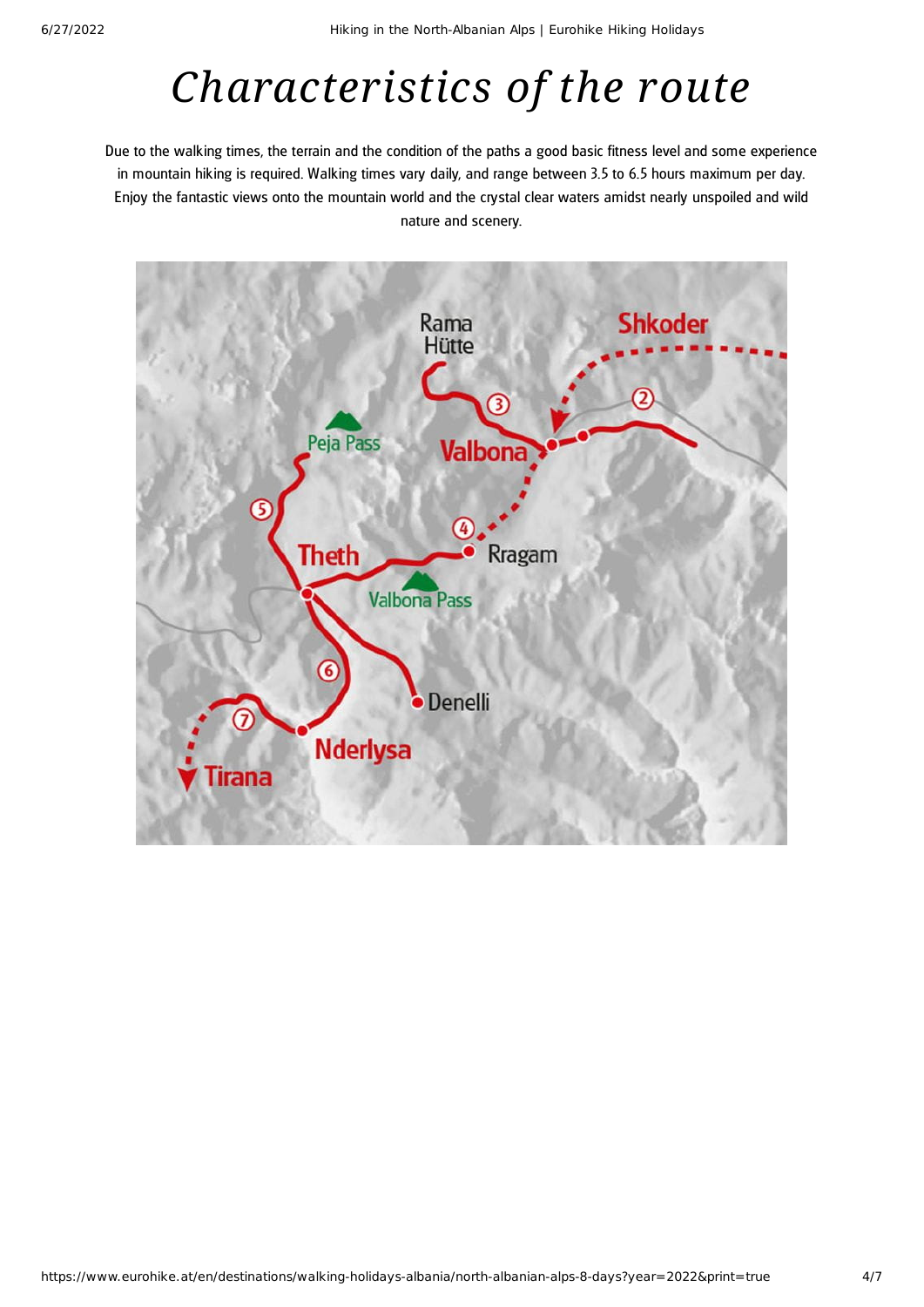# *Characteristics of the route*

Due to the walking times, the terrain and the condition of the paths a good basic fitness level and some experience in mountain hiking is required. Walking times vary daily, and range between 3.5 to 6.5 hours maximum per day. Enjoy the fantastic views onto the mountain world and the crystal clear waters amidst nearly unspoiled and wild nature and scenery.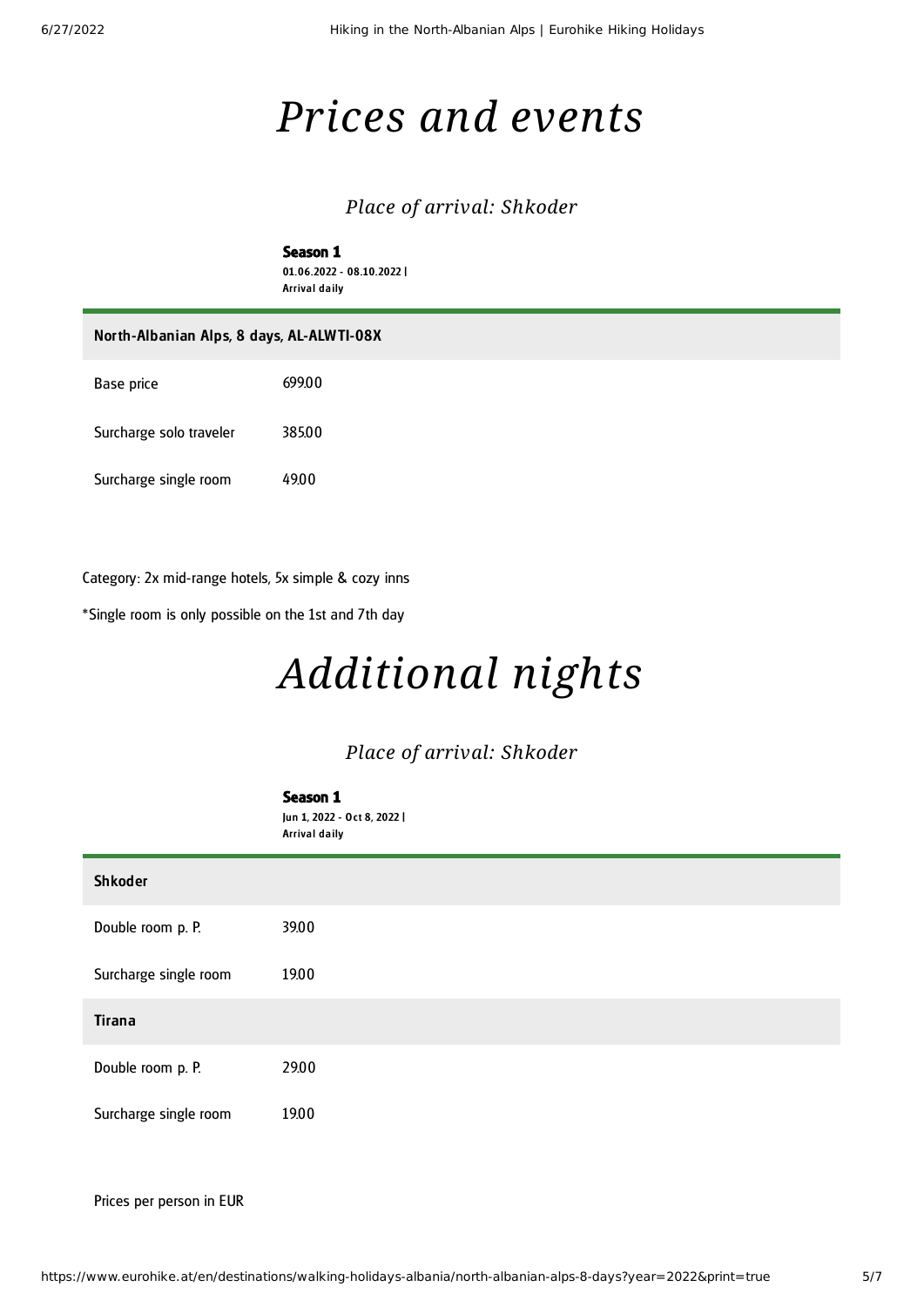# *Prices and events*

### *Place of arrival: Shkoder*

**Season 1**
01.06.2022 - 08.10.2022 |
Arrival daily

| North-Albanian Alps, 8 days, AL-ALWTI-08X | |
|---|---|
| Base price | 699.00 |
| Surcharge solo traveler | 385.00 |
| Surcharge single room | 49.00 |

Category: 2x mid-range hotels, 5x simple & cozy inns

*Single room is only possible on the 1st and 7th day

# *Additional nights*

### *Place of arrival: Shkoder*

**Season 1**
Jun 1, 2022 - Oct 8, 2022 |
Arrival daily

| Shkoder | |
|---|---|
| Double room p. P. | 39.00 |
| Surcharge single room | 19.00 |
| **Tirana** | |
| Double room p. P. | 29.00 |
| Surcharge single room | 19.00 |

Prices per person in EUR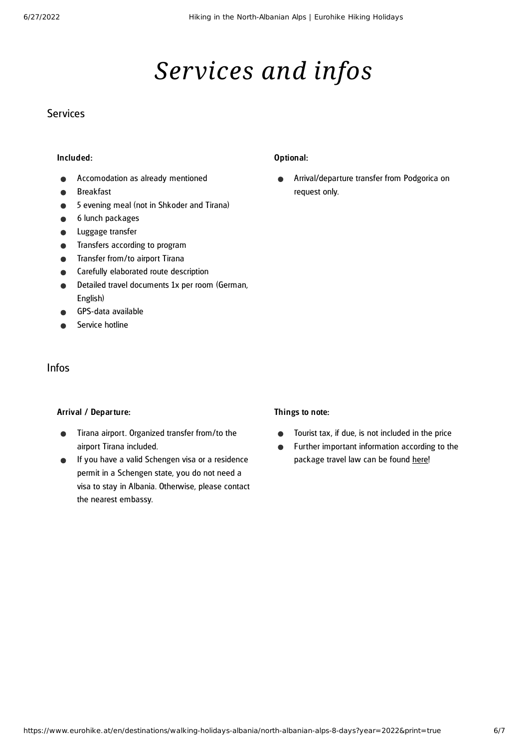# *Services and infos*

## Services

### Included:

- Accomodation as already mentioned
- Breakfast
- 5 evening meal (not in Shkoder and Tirana)
- 6 lunch packages
- Luggage transfer
- Transfers according to program
- Transfer from/to airport Tirana
- Carefully elaborated route description
- Detailed travel documents 1x per room (German, English)
- GPS-data available
- Service hotline

### Optional:

- Arrival/departure transfer from Podgorica on request only.

## Infos

### Arrival / Departure:

- Tirana airport. Organized transfer from/to the airport Tirana included.
- If you have a valid Schengen visa or a residence permit in a Schengen state, you do not need a visa to stay in Albania. Otherwise, please contact the nearest embassy.

### Things to note:

- Tourist tax, if due, is not included in the price
- Further important information according to the package travel law can be found here!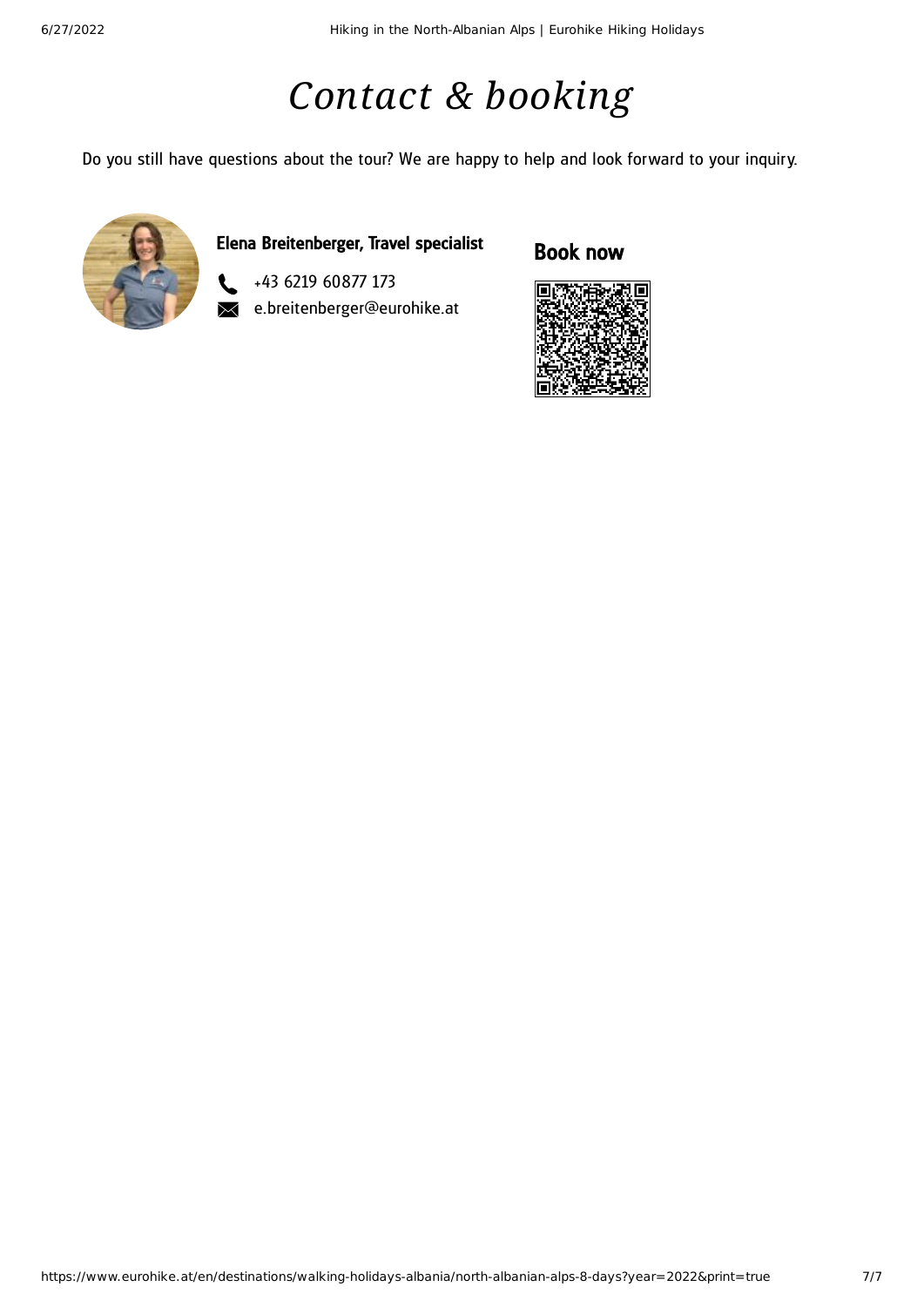# *Contact & booking*

Do you still have questions about the tour? We are happy to help and look forward to your inquiry.

**Elena Breitenberger, Travel specialist**

+43 6219 60877 173

e.breitenberger@eurohike.at

**Book now**